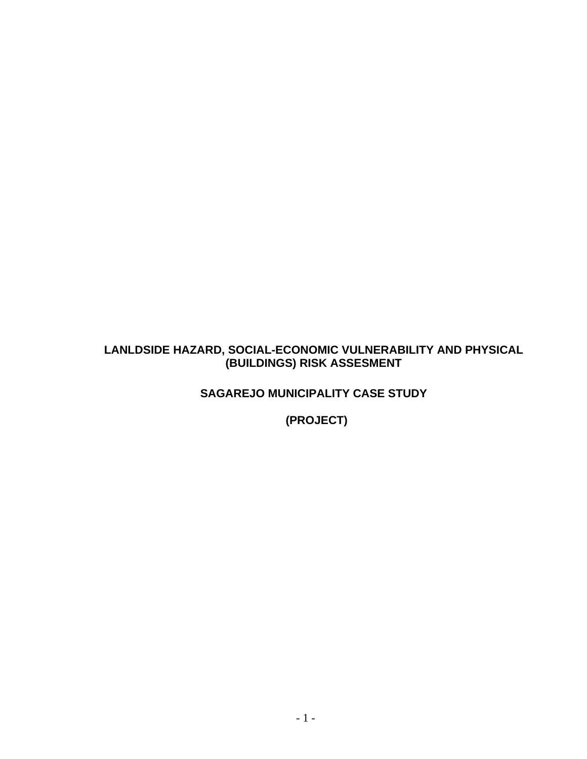# LANLDSIDE HAZARD, SOCIAL-ECONOMIC VULNERABILITY AND PHYSICAL (BUILDINGS) RISK ASSESMENT

## SAGAREJO MUNICIPALITY CASE STUDY

## (PROJECT)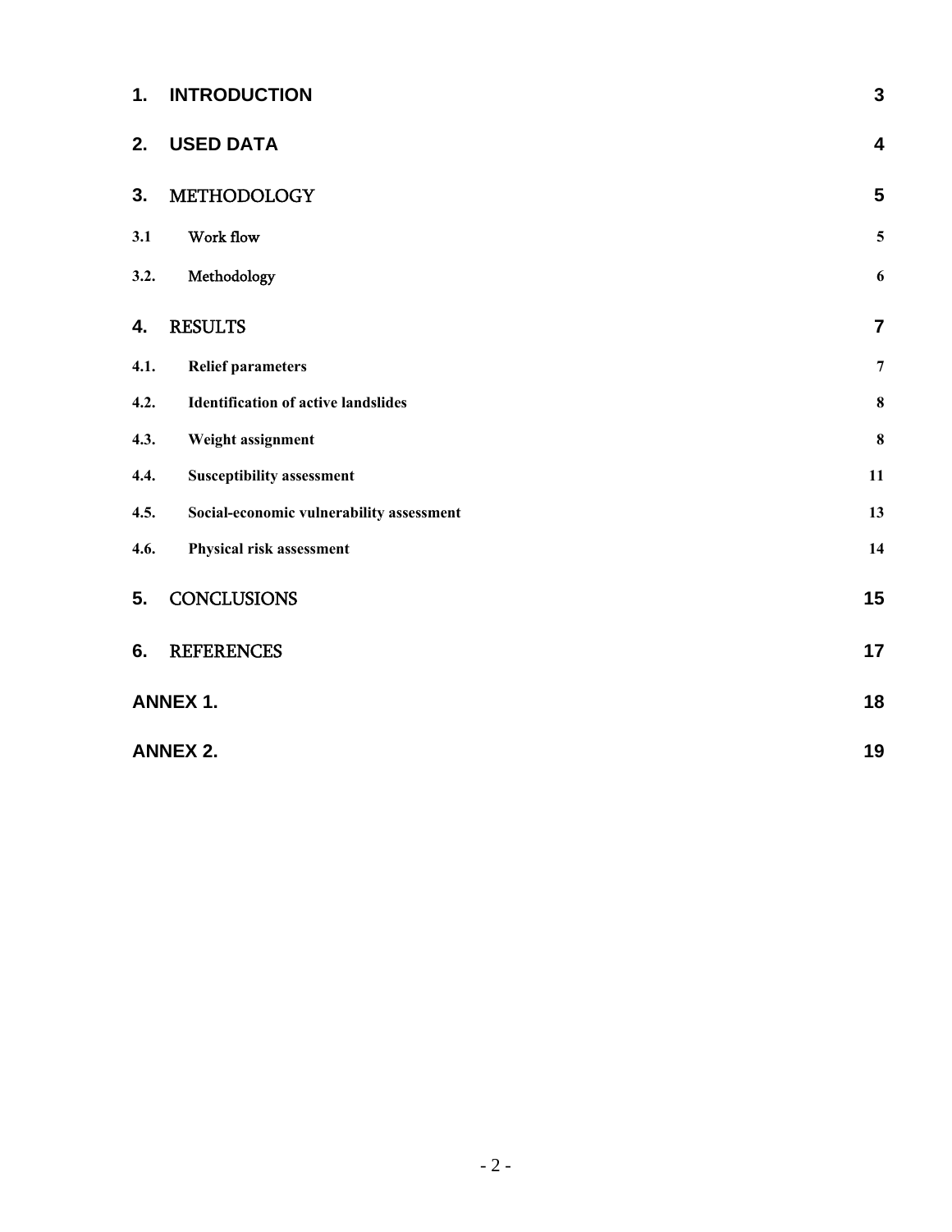| | | |
|---|---|---|
| **1.** | **INTRODUCTION** | **3** |
| **2.** | **USED DATA** | **4** |
| **3.** | METHODOLOGY | **5** |
| **3.1** | Work flow | **5** |
| **3.2.** | Methodology | **6** |
| **4.** | RESULTS | **7** |
| **4.1.** | **Relief parameters** | **7** |
| **4.2.** | **Identification of active landslides** | **8** |
| **4.3.** | **Weight assignment** | **8** |
| **4.4.** | **Susceptibility assessment** | **11** |
| **4.5.** | **Social-economic vulnerability assessment** | **13** |
| **4.6.** | **Physical risk assessment** | **14** |
| **5.** | CONCLUSIONS | **15** |
| **6.** | REFERENCES | **17** |
| **ANNEX 1.** | | **18** |
| **ANNEX 2.** | | **19** |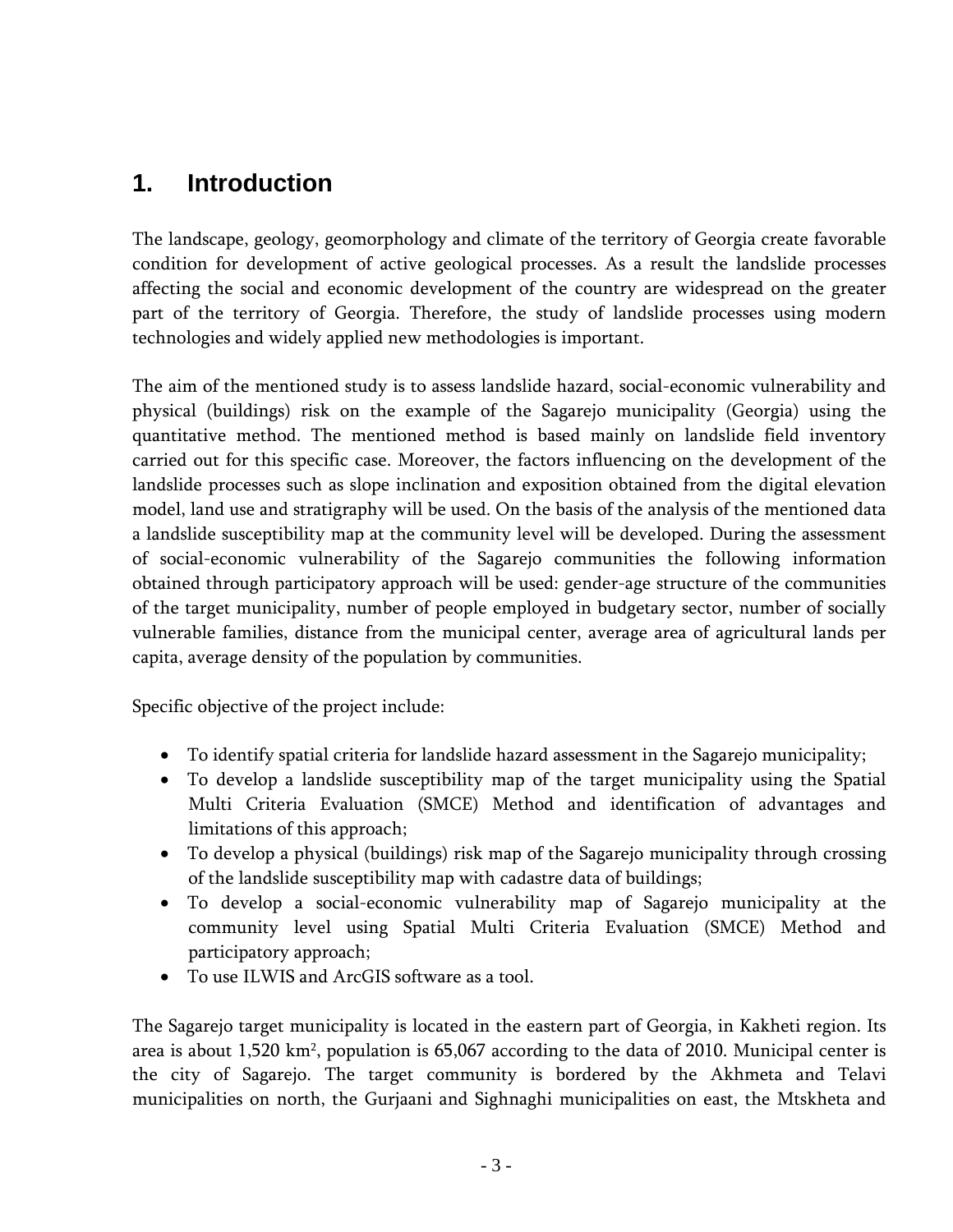# 1. Introduction

The landscape, geology, geomorphology and climate of the territory of Georgia create favorable condition for development of active geological processes. As a result the landslide processes affecting the social and economic development of the country are widespread on the greater part of the territory of Georgia. Therefore, the study of landslide processes using modern technologies and widely applied new methodologies is important.

The aim of the mentioned study is to assess landslide hazard, social-economic vulnerability and physical (buildings) risk on the example of the Sagarejo municipality (Georgia) using the quantitative method. The mentioned method is based mainly on landslide field inventory carried out for this specific case. Moreover, the factors influencing on the development of the landslide processes such as slope inclination and exposition obtained from the digital elevation model, land use and stratigraphy will be used. On the basis of the analysis of the mentioned data a landslide susceptibility map at the community level will be developed. During the assessment of social-economic vulnerability of the Sagarejo communities the following information obtained through participatory approach will be used: gender-age structure of the communities of the target municipality, number of people employed in budgetary sector, number of socially vulnerable families, distance from the municipal center, average area of agricultural lands per capita, average density of the population by communities.

Specific objective of the project include:

- To identify spatial criteria for landslide hazard assessment in the Sagarejo municipality;
- To develop a landslide susceptibility map of the target municipality using the Spatial Multi Criteria Evaluation (SMCE) Method and identification of advantages and limitations of this approach;
- To develop a physical (buildings) risk map of the Sagarejo municipality through crossing of the landslide susceptibility map with cadastre data of buildings;
- To develop a social-economic vulnerability map of Sagarejo municipality at the community level using Spatial Multi Criteria Evaluation (SMCE) Method and participatory approach;
- To use ILWIS and ArcGIS software as a tool.

The Sagarejo target municipality is located in the eastern part of Georgia, in Kakheti region. Its area is about 1,520 km$^2$, population is 65,067 according to the data of 2010. Municipal center is the city of Sagarejo. The target community is bordered by the Akhmeta and Telavi municipalities on north, the Gurjaani and Sighnaghi municipalities on east, the Mtskheta and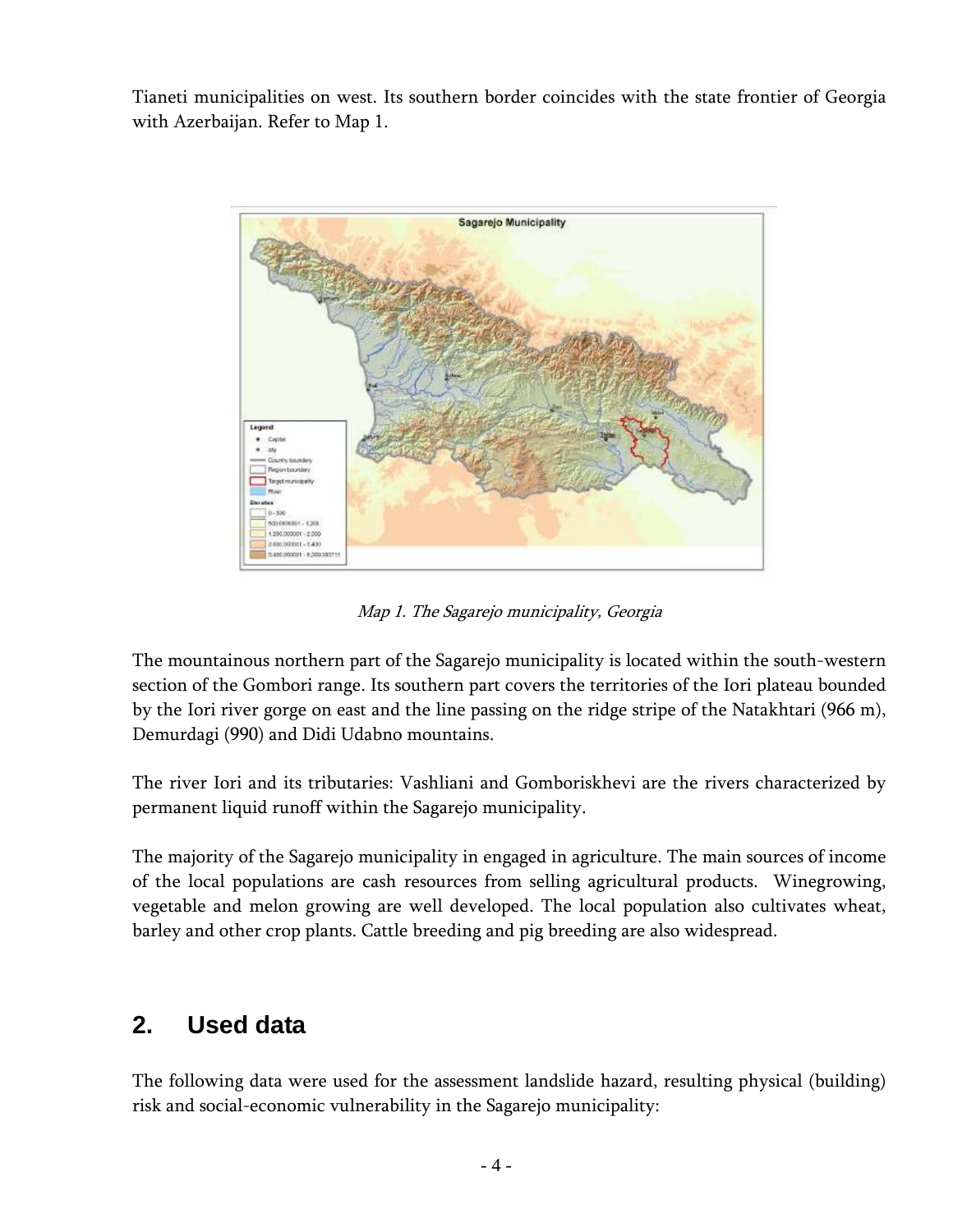Tianeti municipalities on west. Its southern border coincides with the state frontier of Georgia with Azerbaijan. Refer to Map 1.

*Map 1. The Sagarejo municipality, Georgia*

The mountainous northern part of the Sagarejo municipality is located within the south-western section of the Gombori range. Its southern part covers the territories of the Iori plateau bounded by the Iori river gorge on east and the line passing on the ridge stripe of the Natakhtari (966 m), Demurdagi (990) and Didi Udabno mountains.

The river Iori and its tributaries: Vashliani and Gomboriskhevi are the rivers characterized by permanent liquid runoff within the Sagarejo municipality.

The majority of the Sagarejo municipality in engaged in agriculture. The main sources of income of the local populations are cash resources from selling agricultural products. Winegrowing, vegetable and melon growing are well developed. The local population also cultivates wheat, barley and other crop plants. Cattle breeding and pig breeding are also widespread.

## 2. Used data

The following data were used for the assessment landslide hazard, resulting physical (building) risk and social-economic vulnerability in the Sagarejo municipality: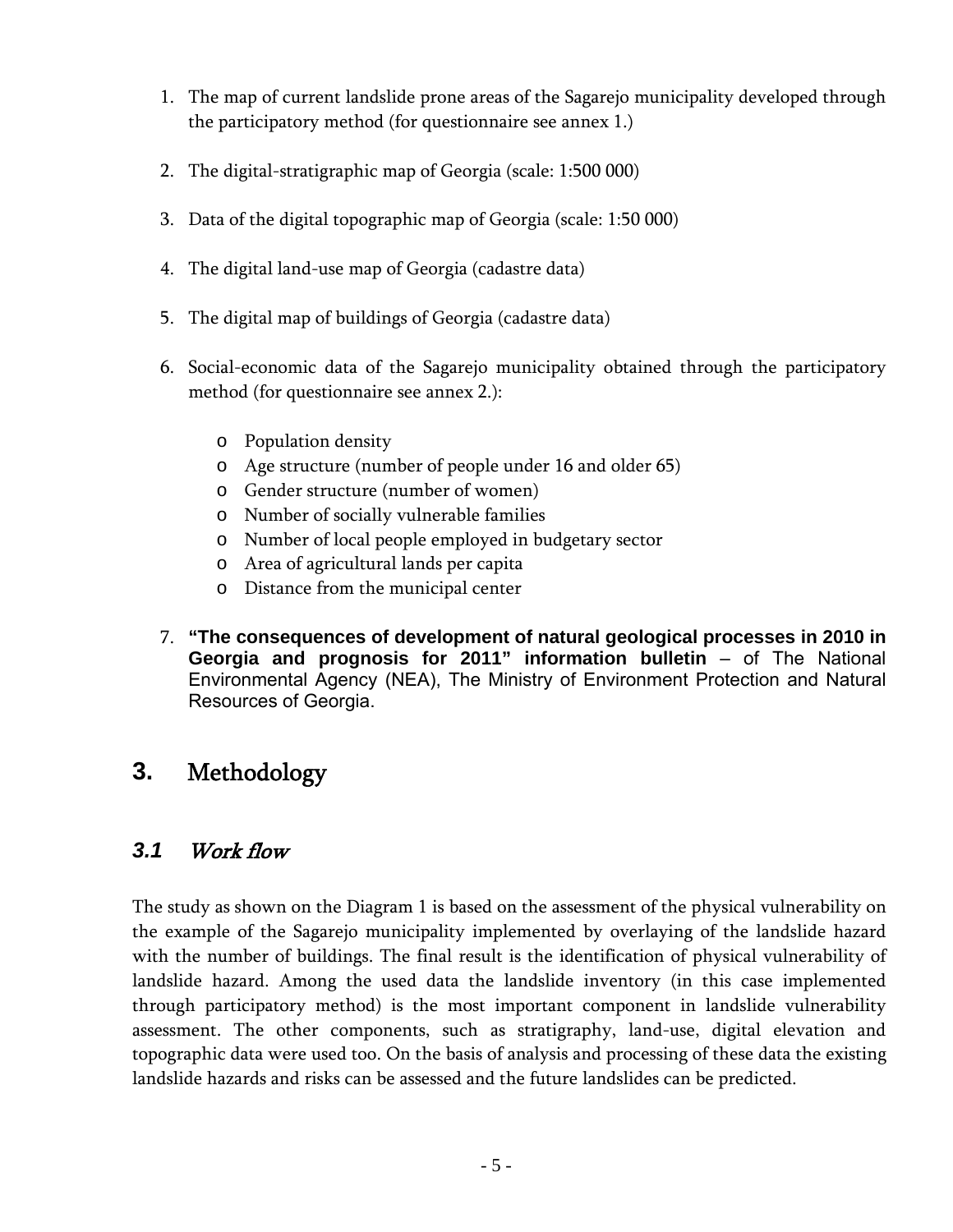1. The map of current landslide prone areas of the Sagarejo municipality developed through the participatory method (for questionnaire see annex 1.)

2. The digital-stratigraphic map of Georgia (scale: 1:500 000)

3. Data of the digital topographic map of Georgia (scale: 1:50 000)

4. The digital land-use map of Georgia (cadastre data)

5. The digital map of buildings of Georgia (cadastre data)

6. Social-economic data of the Sagarejo municipality obtained through the participatory method (for questionnaire see annex 2.):

   - Population density
   - Age structure (number of people under 16 and older 65)
   - Gender structure (number of women)
   - Number of socially vulnerable families
   - Number of local people employed in budgetary sector
   - Area of agricultural lands per capita
   - Distance from the municipal center

7. **"The consequences of development of natural geological processes in 2010 in Georgia and prognosis for 2011" information bulletin** – of The National Environmental Agency (NEA), The Ministry of Environment Protection and Natural Resources of Georgia.

# 3. Methodology

## 3.1 *Work flow*

The study as shown on the Diagram 1 is based on the assessment of the physical vulnerability on the example of the Sagarejo municipality implemented by overlaying of the landslide hazard with the number of buildings. The final result is the identification of physical vulnerability of landslide hazard. Among the used data the landslide inventory (in this case implemented through participatory method) is the most important component in landslide vulnerability assessment. The other components, such as stratigraphy, land-use, digital elevation and topographic data were used too. On the basis of analysis and processing of these data the existing landslide hazards and risks can be assessed and the future landslides can be predicted.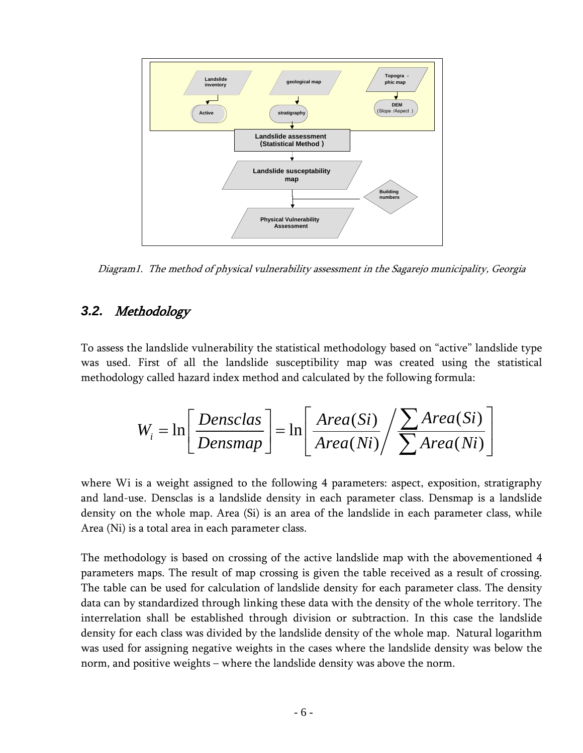Diagram1. The method of physical vulnerability assessment in the Sagarejo municipality, Georgia

### *3.2. Methodology*

To assess the landslide vulnerability the statistical methodology based on "active" landslide type was used. First of all the landslide susceptibility map was created using the statistical methodology called hazard index method and calculated by the following formula:

$$W_i = \ln\left[\frac{Densclas}{Densmap}\right] = \ln\left[\frac{Area(Si)}{Area(Ni)} \Bigg/ \frac{\sum Area(Si)}{\sum Area(Ni)}\right]$$

where Wi is a weight assigned to the following 4 parameters: aspect, exposition, stratigraphy and land-use. Densclas is a landslide density in each parameter class. Densmap is a landslide density on the whole map. Area (Si) is an area of the landslide in each parameter class, while Area (Ni) is a total area in each parameter class.

The methodology is based on crossing of the active landslide map with the abovementioned 4 parameters maps. The result of map crossing is given the table received as a result of crossing. The table can be used for calculation of landslide density for each parameter class. The density data can by standardized through linking these data with the density of the whole territory. The interrelation shall be established through division or subtraction. In this case the landslide density for each class was divided by the landslide density of the whole map. Natural logarithm was used for assigning negative weights in the cases where the landslide density was below the norm, and positive weights – where the landslide density was above the norm.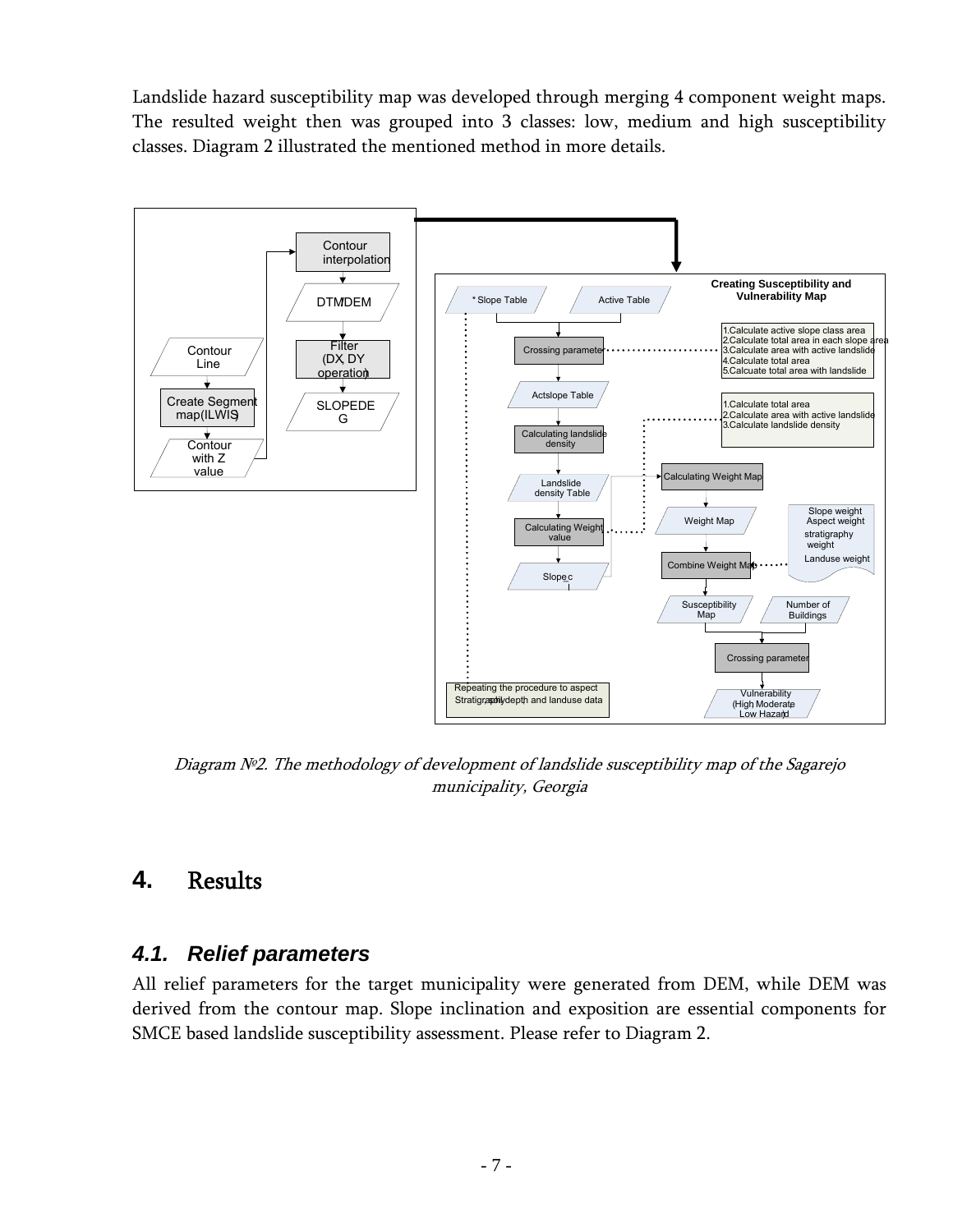Landslide hazard susceptibility map was developed through merging 4 component weight maps. The resulted weight then was grouped into 3 classes: low, medium and high susceptibility classes. Diagram 2 illustrated the mentioned method in more details.

Diagram №2. The methodology of development of landslide susceptibility map of the Sagarejo municipality, Georgia

# 4. Results

## 4.1. Relief parameters

All relief parameters for the target municipality were generated from DEM, while DEM was derived from the contour map. Slope inclination and exposition are essential components for SMCE based landslide susceptibility assessment. Please refer to Diagram 2.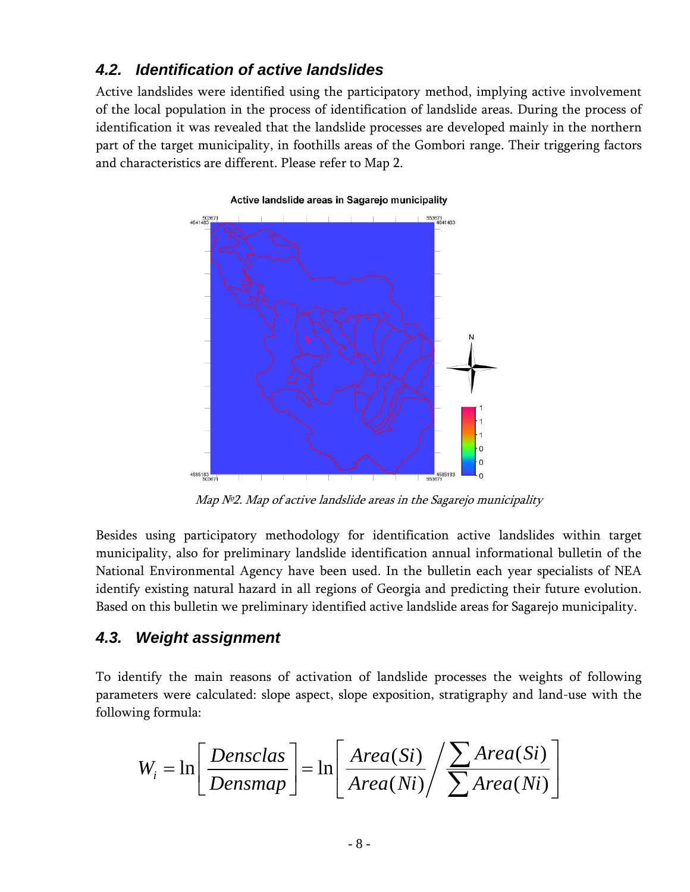## 4.2. Identification of active landslides

Active landslides were identified using the participatory method, implying active involvement of the local population in the process of identification of landslide areas. During the process of identification it was revealed that the landslide processes are developed mainly in the northern part of the target municipality, in foothills areas of the Gombori range. Their triggering factors and characteristics are different. Please refer to Map 2.

*Map №2. Map of active landslide areas in the Sagarejo municipality*

Besides using participatory methodology for identification active landslides within target municipality, also for preliminary landslide identification annual informational bulletin of the National Environmental Agency have been used. In the bulletin each year specialists of NEA identify existing natural hazard in all regions of Georgia and predicting their future evolution. Based on this bulletin we preliminary identified active landslide areas for Sagarejo municipality.

## 4.3. Weight assignment

To identify the main reasons of activation of landslide processes the weights of following parameters were calculated: slope aspect, slope exposition, stratigraphy and land-use with the following formula:

$$W_i = \ln\left[\frac{Densclas}{Densmap}\right] = \ln\left[\frac{Area(Si)}{Area(Ni)} \Big/ \frac{\sum Area(Si)}{\sum Area(Ni)}\right]$$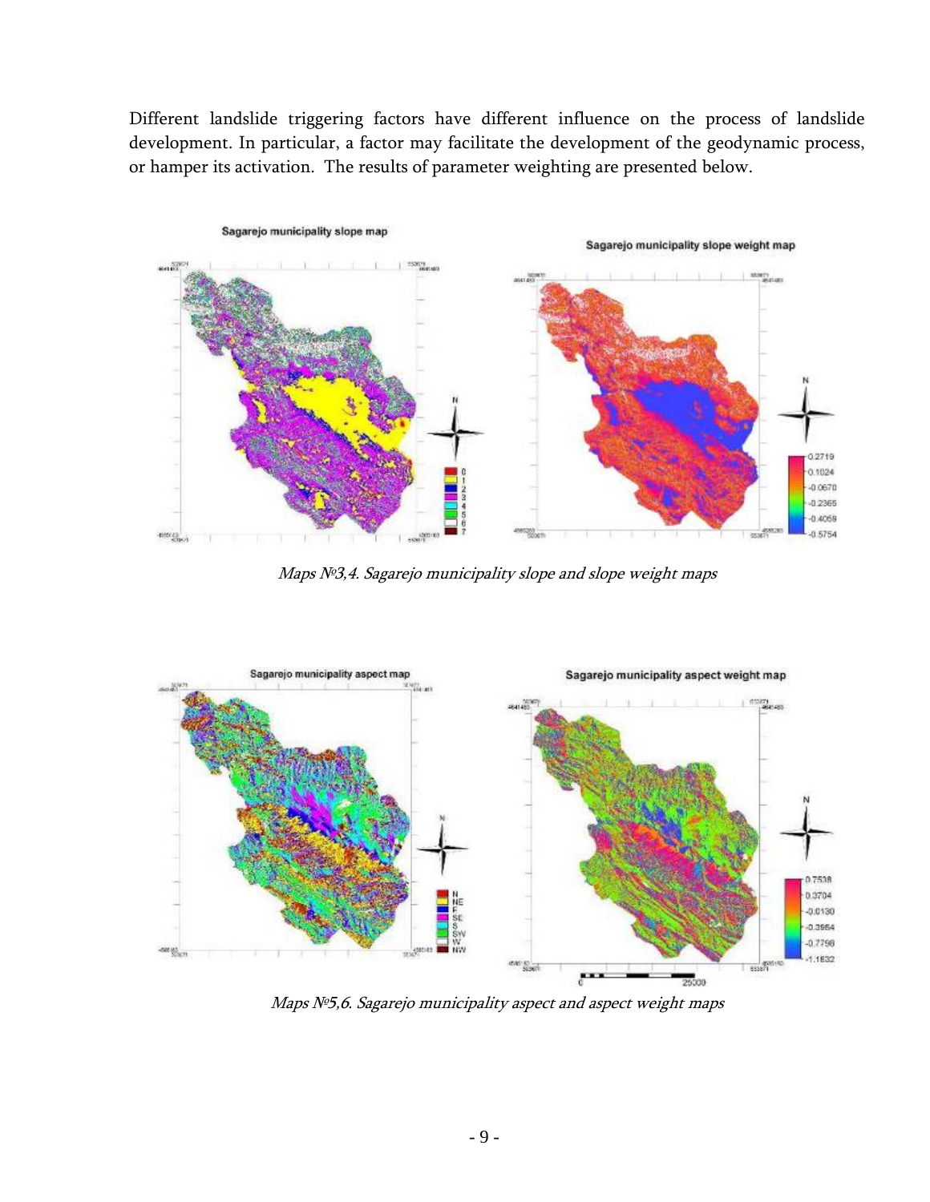Different landslide triggering factors have different influence on the process of landslide development. In particular, a factor may facilitate the development of the geodynamic process, or hamper its activation. The results of parameter weighting are presented below.

*Maps №3,4. Sagarejo municipality slope and slope weight maps*

*Maps №5,6. Sagarejo municipality aspect and aspect weight maps*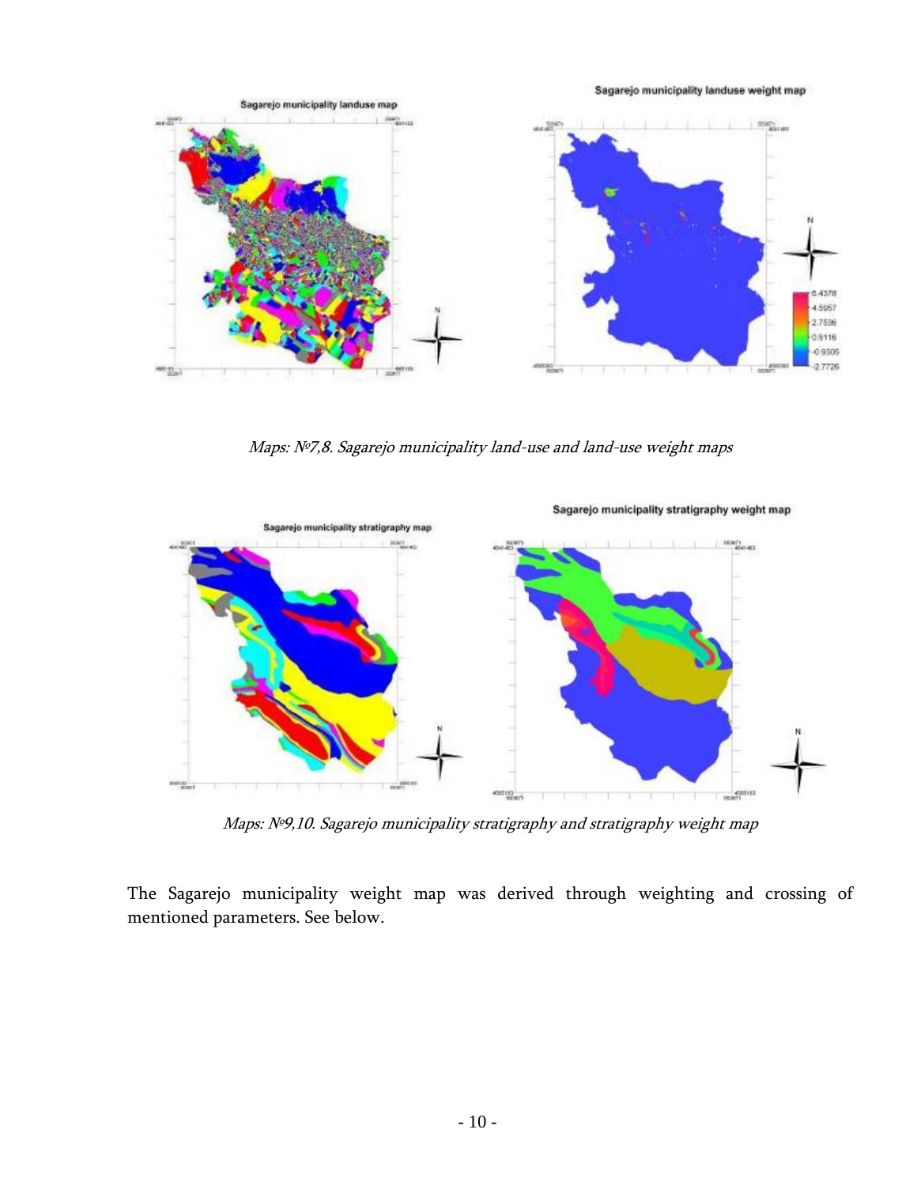*Maps: №7,8. Sagarejo municipality land-use and land-use weight maps*

*Maps: №9,10. Sagarejo municipality stratigraphy and stratigraphy weight map*

The Sagarejo municipality weight map was derived through weighting and crossing of mentioned parameters. See below.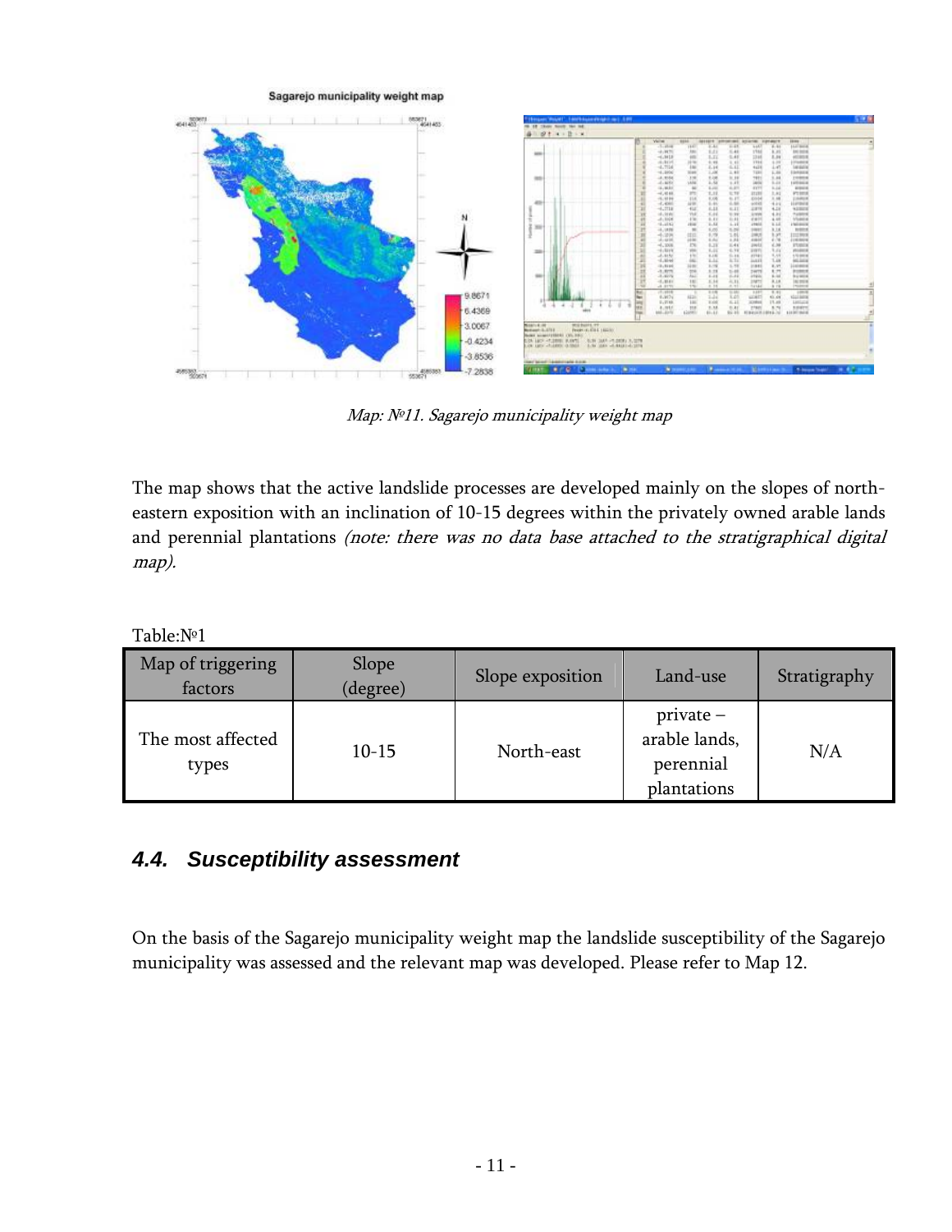Map: №11. Sagarejo municipality weight map

The map shows that the active landslide processes are developed mainly on the slopes of north-eastern exposition with an inclination of 10-15 degrees within the privately owned arable lands and perennial plantations *(note: there was no data base attached to the stratigraphical digital map).*

Table:№1

| Map of triggering factors | Slope (degree) | Slope exposition | Land-use | Stratigraphy |
|---|---|---|---|---|
| The most affected types | 10-15 | North-east | private – arable lands, perennial plantations | N/A |

### *4.4. Susceptibility assessment*

On the basis of the Sagarejo municipality weight map the landslide susceptibility of the Sagarejo municipality was assessed and the relevant map was developed. Please refer to Map 12.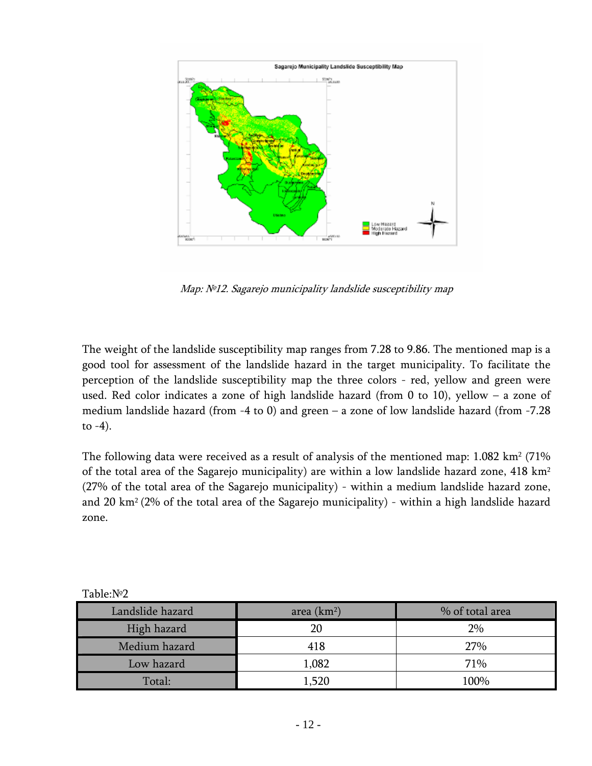*Map: №12. Sagarejo municipality landslide susceptibility map*

The weight of the landslide susceptibility map ranges from 7.28 to 9.86. The mentioned map is a good tool for assessment of the landslide hazard in the target municipality. To facilitate the perception of the landslide susceptibility map the three colors - red, yellow and green were used. Red color indicates a zone of high landslide hazard (from 0 to 10), yellow – a zone of medium landslide hazard (from -4 to 0) and green – a zone of low landslide hazard (from -7.28 to -4).

The following data were received as a result of analysis of the mentioned map: 1.082 km$^2$ (71% of the total area of the Sagarejo municipality) are within a low landslide hazard zone, 418 km$^2$ (27% of the total area of the Sagarejo municipality) - within a medium landslide hazard zone, and 20 km$^2$ (2% of the total area of the Sagarejo municipality) - within a high landslide hazard zone.

Table:№2

| Landslide hazard | area (km$^2$) | % of total area |
|---|---|---|
| High hazard | 20 | 2% |
| Medium hazard | 418 | 27% |
| Low hazard | 1,082 | 71% |
| Total: | 1,520 | 100% |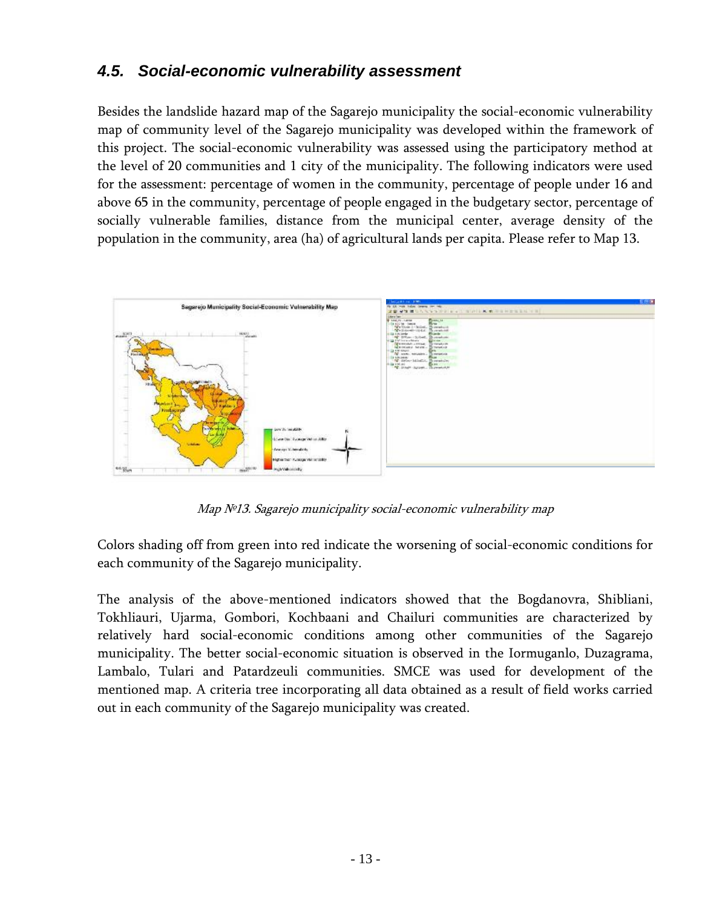### 4.5. Social-economic vulnerability assessment

Besides the landslide hazard map of the Sagarejo municipality the social-economic vulnerability map of community level of the Sagarejo municipality was developed within the framework of this project. The social-economic vulnerability was assessed using the participatory method at the level of 20 communities and 1 city of the municipality. The following indicators were used for the assessment: percentage of women in the community, percentage of people under 16 and above 65 in the community, percentage of people engaged in the budgetary sector, percentage of socially vulnerable families, distance from the municipal center, average density of the population in the community, area (ha) of agricultural lands per capita. Please refer to Map 13.

*Map №13. Sagarejo municipality social-economic vulnerability map*

Colors shading off from green into red indicate the worsening of social-economic conditions for each community of the Sagarejo municipality.

The analysis of the above-mentioned indicators showed that the Bogdanovra, Shibliani, Tokhliauri, Ujarma, Gombori, Kochbaani and Chailuri communities are characterized by relatively hard social-economic conditions among other communities of the Sagarejo municipality. The better social-economic situation is observed in the Iormuganlo, Duzagrama, Lambalo, Tulari and Patardzeuli communities. SMCE was used for development of the mentioned map. A criteria tree incorporating all data obtained as a result of field works carried out in each community of the Sagarejo municipality was created.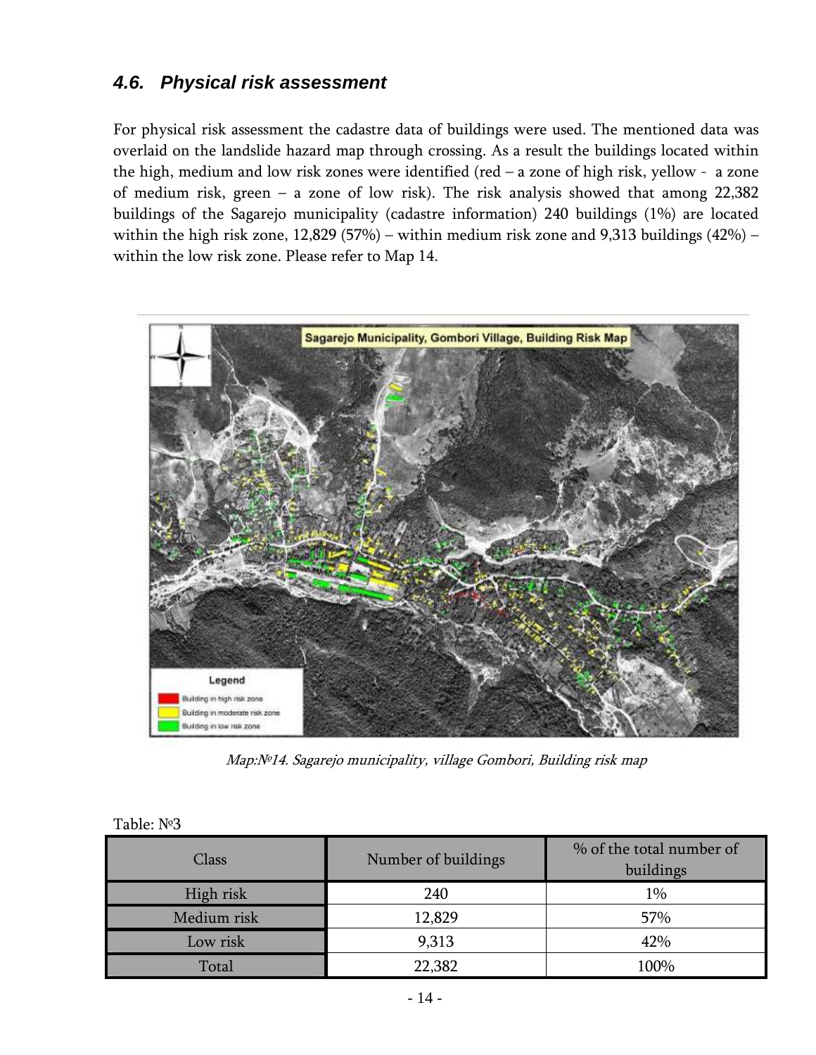### 4.6. *Physical risk assessment*

For physical risk assessment the cadastre data of buildings were used. The mentioned data was overlaid on the landslide hazard map through crossing. As a result the buildings located within the high, medium and low risk zones were identified (red – a zone of high risk, yellow - a zone of medium risk, green – a zone of low risk). The risk analysis showed that among 22,382 buildings of the Sagarejo municipality (cadastre information) 240 buildings (1%) are located within the high risk zone, 12,829 (57%) – within medium risk zone and 9,313 buildings (42%) – within the low risk zone. Please refer to Map 14.

*Map:№14. Sagarejo municipality, village Gombori, Building risk map*

Table: №3

| Class | Number of buildings | % of the total number of buildings |
|---|---|---|
| High risk | 240 | 1% |
| Medium risk | 12,829 | 57% |
| Low risk | 9,313 | 42% |
| Total | 22,382 | 100% |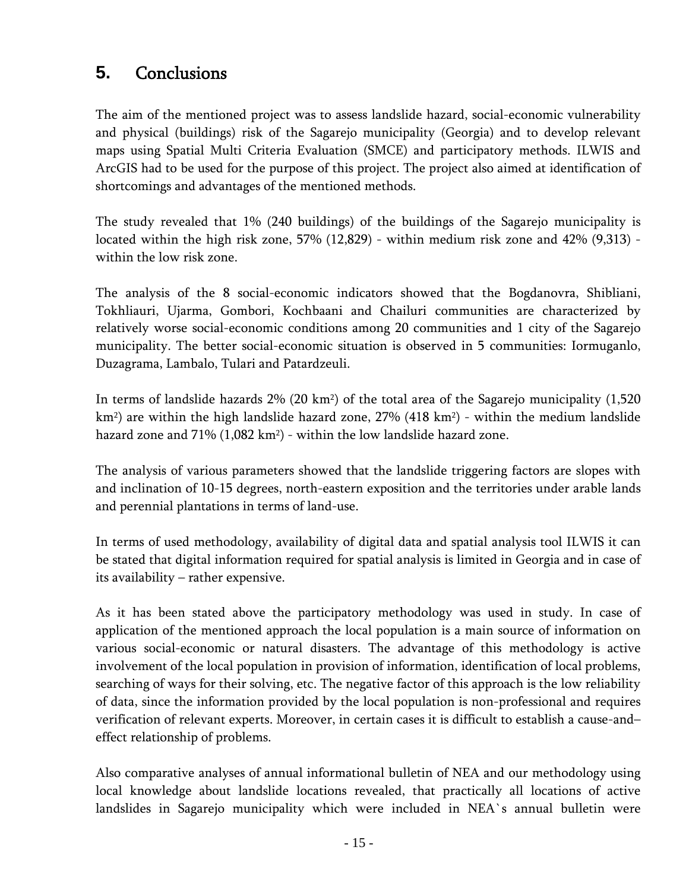## 5. Conclusions

The aim of the mentioned project was to assess landslide hazard, social-economic vulnerability and physical (buildings) risk of the Sagarejo municipality (Georgia) and to develop relevant maps using Spatial Multi Criteria Evaluation (SMCE) and participatory methods. ILWIS and ArcGIS had to be used for the purpose of this project. The project also aimed at identification of shortcomings and advantages of the mentioned methods.

The study revealed that 1% (240 buildings) of the buildings of the Sagarejo municipality is located within the high risk zone, 57% (12,829) - within medium risk zone and 42% (9,313) - within the low risk zone.

The analysis of the 8 social-economic indicators showed that the Bogdanovra, Shibliani, Tokhliauri, Ujarma, Gombori, Kochbaani and Chailuri communities are characterized by relatively worse social-economic conditions among 20 communities and 1 city of the Sagarejo municipality. The better social-economic situation is observed in 5 communities: Iormuganlo, Duzagrama, Lambalo, Tulari and Patardzeuli.

In terms of landslide hazards 2% (20 km$^2$) of the total area of the Sagarejo municipality (1,520 km$^2$) are within the high landslide hazard zone, 27% (418 km$^2$) - within the medium landslide hazard zone and 71% (1,082 km$^2$) - within the low landslide hazard zone.

The analysis of various parameters showed that the landslide triggering factors are slopes with and inclination of 10-15 degrees, north-eastern exposition and the territories under arable lands and perennial plantations in terms of land-use.

In terms of used methodology, availability of digital data and spatial analysis tool ILWIS it can be stated that digital information required for spatial analysis is limited in Georgia and in case of its availability – rather expensive.

As it has been stated above the participatory methodology was used in study. In case of application of the mentioned approach the local population is a main source of information on various social-economic or natural disasters. The advantage of this methodology is active involvement of the local population in provision of information, identification of local problems, searching of ways for their solving, etc. The negative factor of this approach is the low reliability of data, since the information provided by the local population is non-professional and requires verification of relevant experts. Moreover, in certain cases it is difficult to establish a cause-and–effect relationship of problems.

Also comparative analyses of annual informational bulletin of NEA and our methodology using local knowledge about landslide locations revealed, that practically all locations of active landslides in Sagarejo municipality which were included in NEA`s annual bulletin were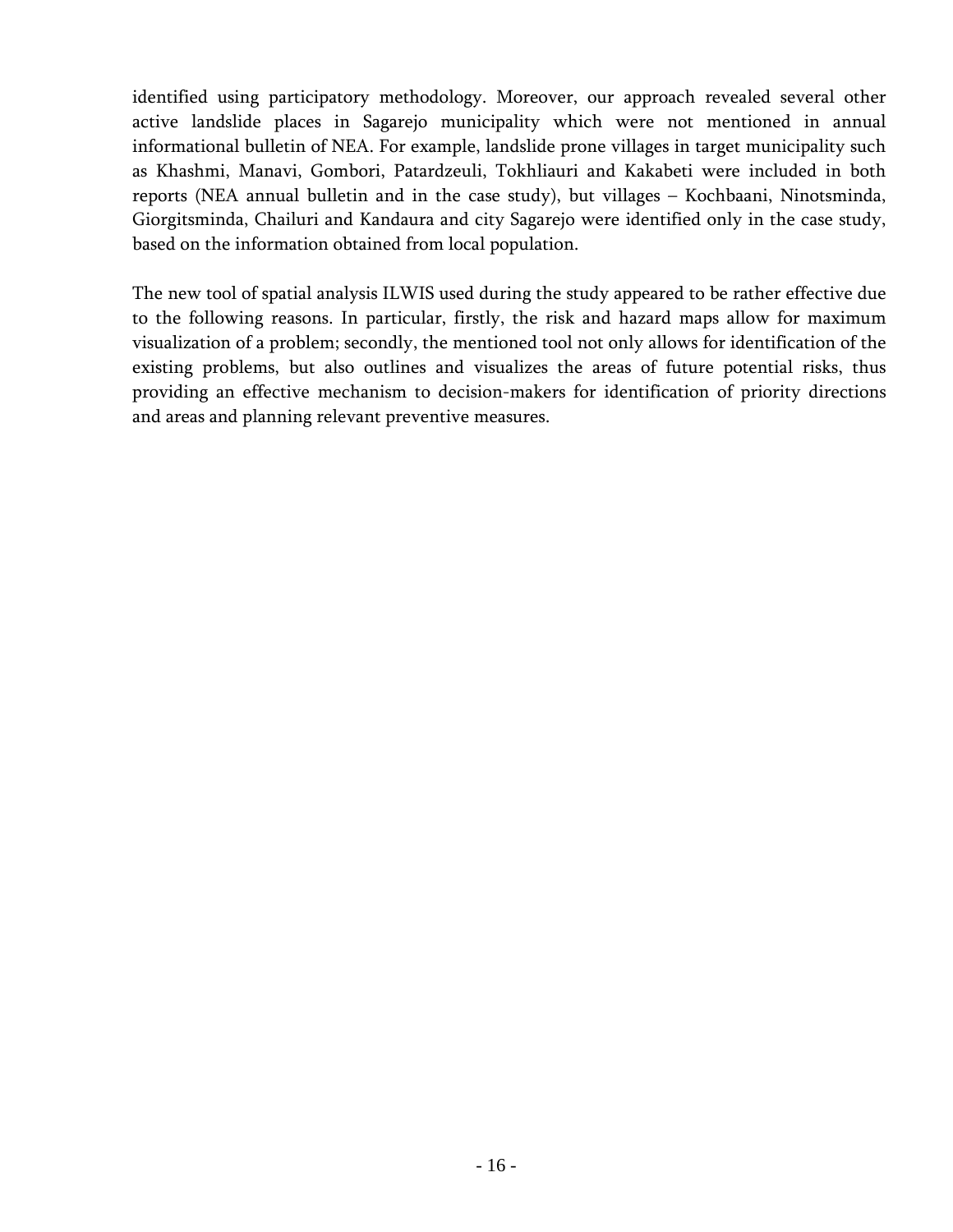identified using participatory methodology. Moreover, our approach revealed several other active landslide places in Sagarejo municipality which were not mentioned in annual informational bulletin of NEA. For example, landslide prone villages in target municipality such as Khashmi, Manavi, Gombori, Patardzeuli, Tokhliauri and Kakabeti were included in both reports (NEA annual bulletin and in the case study), but villages – Kochbaani, Ninotsminda, Giorgitsminda, Chailuri and Kandaura and city Sagarejo were identified only in the case study, based on the information obtained from local population.

The new tool of spatial analysis ILWIS used during the study appeared to be rather effective due to the following reasons. In particular, firstly, the risk and hazard maps allow for maximum visualization of a problem; secondly, the mentioned tool not only allows for identification of the existing problems, but also outlines and visualizes the areas of future potential risks, thus providing an effective mechanism to decision-makers for identification of priority directions and areas and planning relevant preventive measures.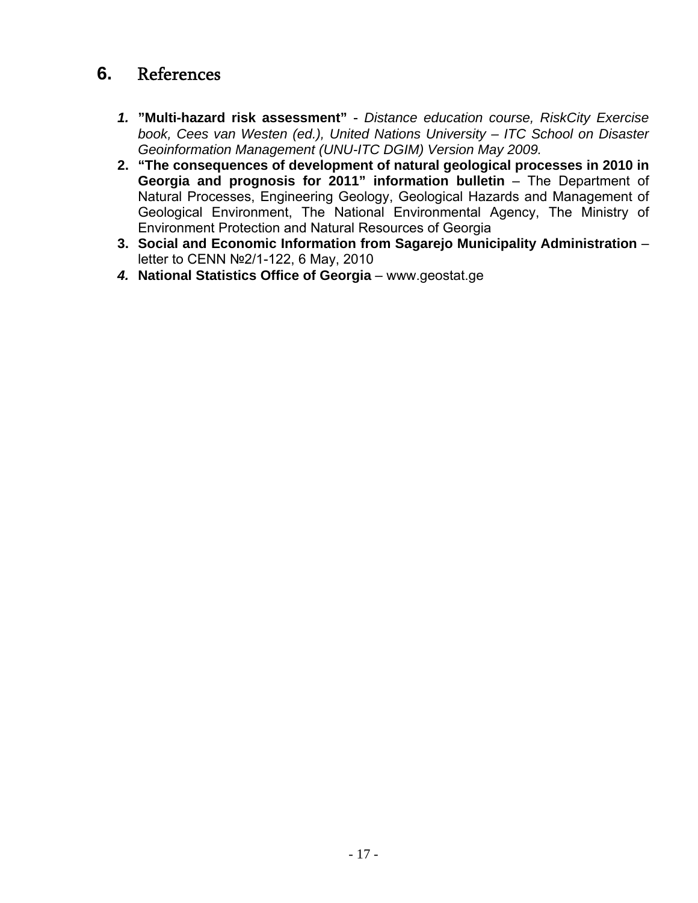# 6. References

1. **"Multi-hazard risk assessment"** - *Distance education course, RiskCity Exercise book, Cees van Westen (ed.), United Nations University – ITC School on Disaster Geoinformation Management (UNU-ITC DGIM) Version May 2009.*
2. **"The consequences of development of natural geological processes in 2010 in Georgia and prognosis for 2011" information bulletin** – The Department of Natural Processes, Engineering Geology, Geological Hazards and Management of Geological Environment, The National Environmental Agency, The Ministry of Environment Protection and Natural Resources of Georgia
3. **Social and Economic Information from Sagarejo Municipality Administration** – letter to CENN №2/1-122, 6 May, 2010
4. **National Statistics Office of Georgia** – www.geostat.ge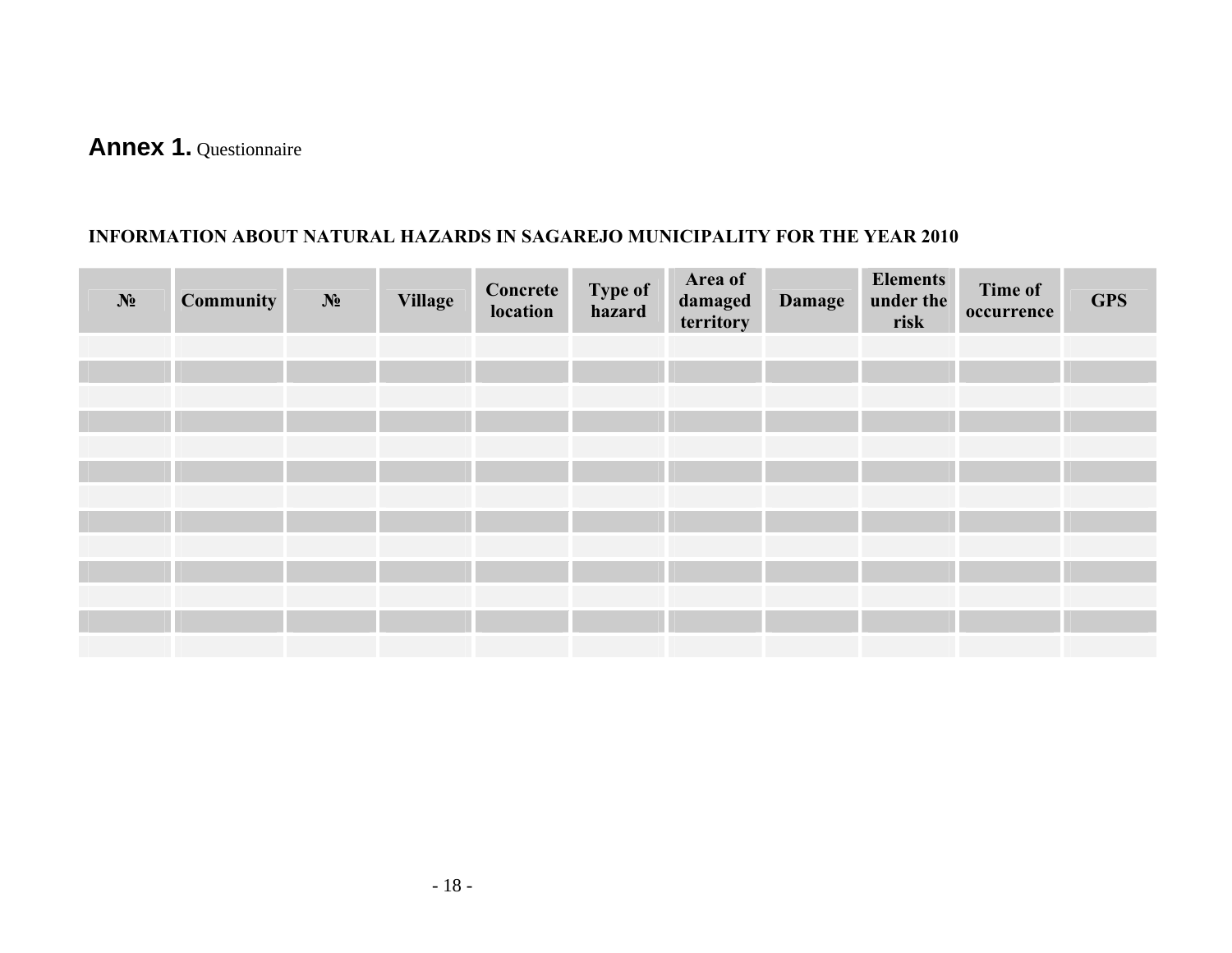## **Annex 1.** Questionnaire

**INFORMATION ABOUT NATURAL HAZARDS IN SAGAREJO MUNICIPALITY FOR THE YEAR 2010**

| № | Community | № | Village | Concrete location | Type of hazard | Area of damaged territory | Damage | Elements under the risk | Time of occurrence | GPS |
|---|---|---|---|---|---|---|---|---|---|---|
| | | | | | | | | | | |
| | | | | | | | | | | |
| | | | | | | | | | | |
| | | | | | | | | | | |
| | | | | | | | | | | |
| | | | | | | | | | | |
| | | | | | | | | | | |
| | | | | | | | | | | |
| | | | | | | | | | | |
| | | | | | | | | | | |
| | | | | | | | | | | |
| | | | | | | | | | | |
| | | | | | | | | | | |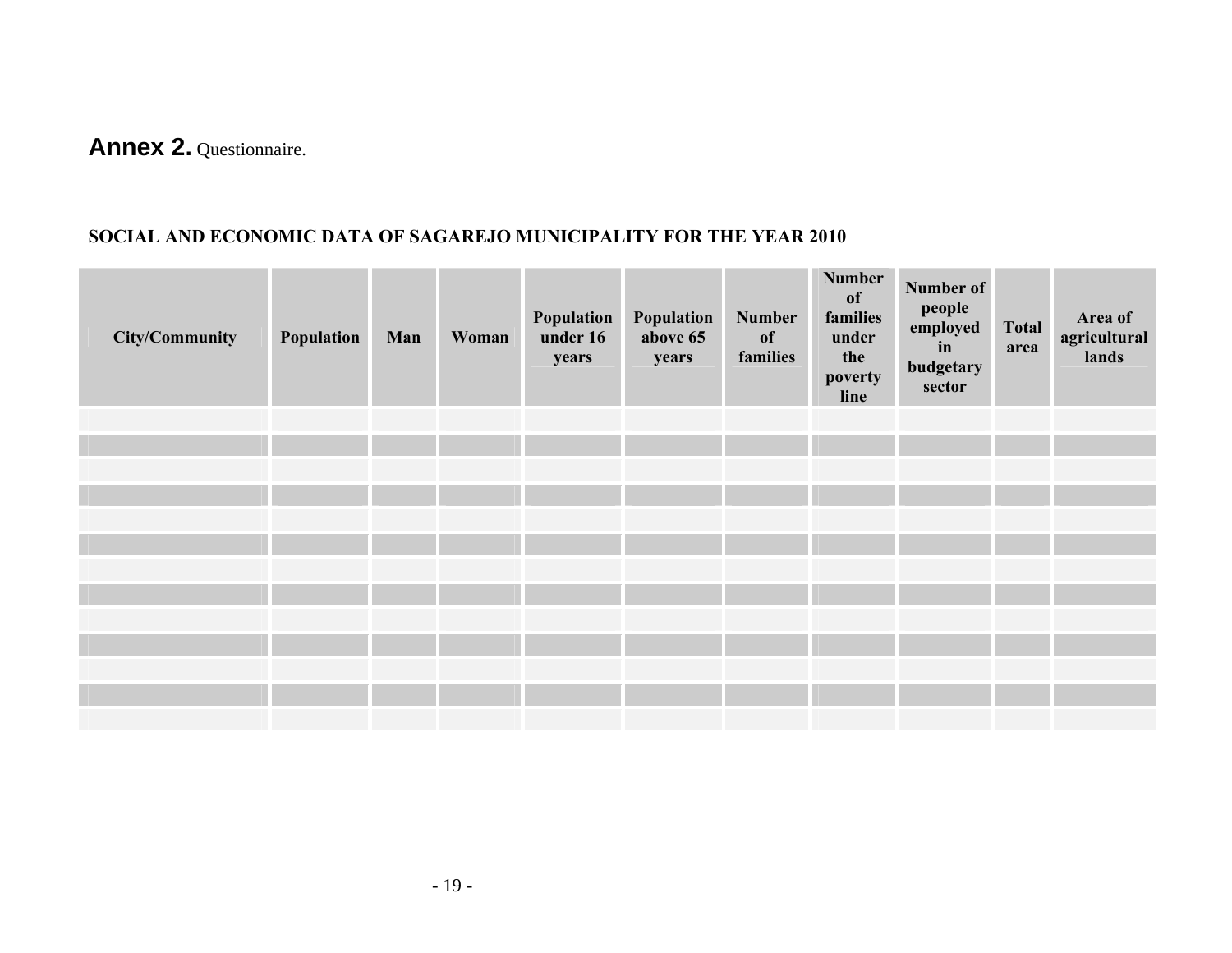**Annex 2.** Questionnaire.

**SOCIAL AND ECONOMIC DATA OF SAGAREJO MUNICIPALITY FOR THE YEAR 2010**

| City/Community | Population | Man | Woman | Population under 16 years | Population above 65 years | Number of families | Number of families under the poverty line | Number of people employed in budgetary sector | Total area | Area of agricultural lands |
|---|---|---|---|---|---|---|---|---|---|---|
| | | | | | | | | | | |
| | | | | | | | | | | |
| | | | | | | | | | | |
| | | | | | | | | | | |
| | | | | | | | | | | |
| | | | | | | | | | | |
| | | | | | | | | | | |
| | | | | | | | | | | |
| | | | | | | | | | | |
| | | | | | | | | | | |
| | | | | | | | | | | |
| | | | | | | | | | | |
| | | | | | | | | | | |